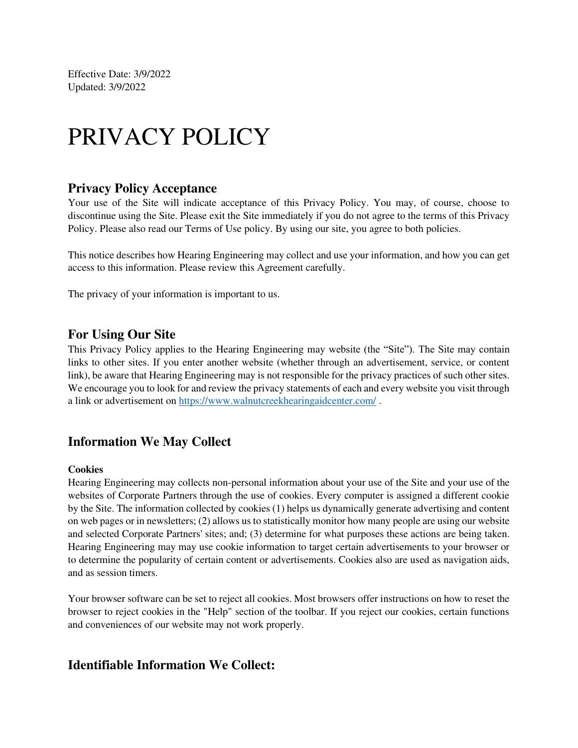Effective Date: 3/9/2022
Updated: 3/9/2022

# PRIVACY POLICY

## Privacy Policy Acceptance

Your use of the Site will indicate acceptance of this Privacy Policy. You may, of course, choose to discontinue using the Site. Please exit the Site immediately if you do not agree to the terms of this Privacy Policy. Please also read our Terms of Use policy. By using our site, you agree to both policies.

This notice describes how Hearing Engineering may collect and use your information, and how you can get access to this information. Please review this Agreement carefully.

The privacy of your information is important to us.

## For Using Our Site

This Privacy Policy applies to the Hearing Engineering may website (the "Site"). The Site may contain links to other sites. If you enter another website (whether through an advertisement, service, or content link), be aware that Hearing Engineering may is not responsible for the privacy practices of such other sites. We encourage you to look for and review the privacy statements of each and every website you visit through a link or advertisement on [https://www.walnutcreekhearingaidcenter.com/](https://www.walnutcreekhearingaidcenter.com/) .

## Information We May Collect

**Cookies**

Hearing Engineering may collects non-personal information about your use of the Site and your use of the websites of Corporate Partners through the use of cookies. Every computer is assigned a different cookie by the Site. The information collected by cookies (1) helps us dynamically generate advertising and content on web pages or in newsletters; (2) allows us to statistically monitor how many people are using our website and selected Corporate Partners' sites; and; (3) determine for what purposes these actions are being taken. Hearing Engineering may may use cookie information to target certain advertisements to your browser or to determine the popularity of certain content or advertisements. Cookies also are used as navigation aids, and as session timers.

Your browser software can be set to reject all cookies. Most browsers offer instructions on how to reset the browser to reject cookies in the "Help" section of the toolbar. If you reject our cookies, certain functions and conveniences of our website may not work properly.

## Identifiable Information We Collect: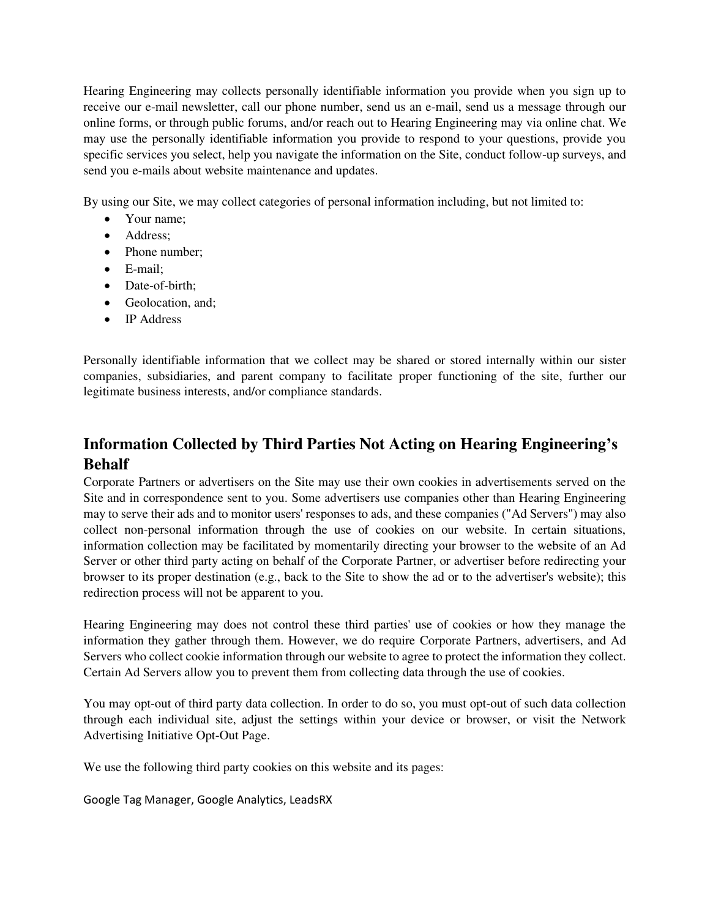Hearing Engineering may collects personally identifiable information you provide when you sign up to receive our e-mail newsletter, call our phone number, send us an e-mail, send us a message through our online forms, or through public forums, and/or reach out to Hearing Engineering may via online chat. We may use the personally identifiable information you provide to respond to your questions, provide you specific services you select, help you navigate the information on the Site, conduct follow-up surveys, and send you e-mails about website maintenance and updates.

By using our Site, we may collect categories of personal information including, but not limited to:

- Your name;
- Address;
- Phone number;
- E-mail;
- Date-of-birth;
- Geolocation, and;
- IP Address

Personally identifiable information that we collect may be shared or stored internally within our sister companies, subsidiaries, and parent company to facilitate proper functioning of the site, further our legitimate business interests, and/or compliance standards.

## Information Collected by Third Parties Not Acting on Hearing Engineering's Behalf

Corporate Partners or advertisers on the Site may use their own cookies in advertisements served on the Site and in correspondence sent to you. Some advertisers use companies other than Hearing Engineering may to serve their ads and to monitor users' responses to ads, and these companies ("Ad Servers") may also collect non-personal information through the use of cookies on our website. In certain situations, information collection may be facilitated by momentarily directing your browser to the website of an Ad Server or other third party acting on behalf of the Corporate Partner, or advertiser before redirecting your browser to its proper destination (e.g., back to the Site to show the ad or to the advertiser's website); this redirection process will not be apparent to you.

Hearing Engineering may does not control these third parties' use of cookies or how they manage the information they gather through them. However, we do require Corporate Partners, advertisers, and Ad Servers who collect cookie information through our website to agree to protect the information they collect. Certain Ad Servers allow you to prevent them from collecting data through the use of cookies.

You may opt-out of third party data collection. In order to do so, you must opt-out of such data collection through each individual site, adjust the settings within your device or browser, or visit the Network Advertising Initiative Opt-Out Page.

We use the following third party cookies on this website and its pages:

Google Tag Manager, Google Analytics, LeadsRX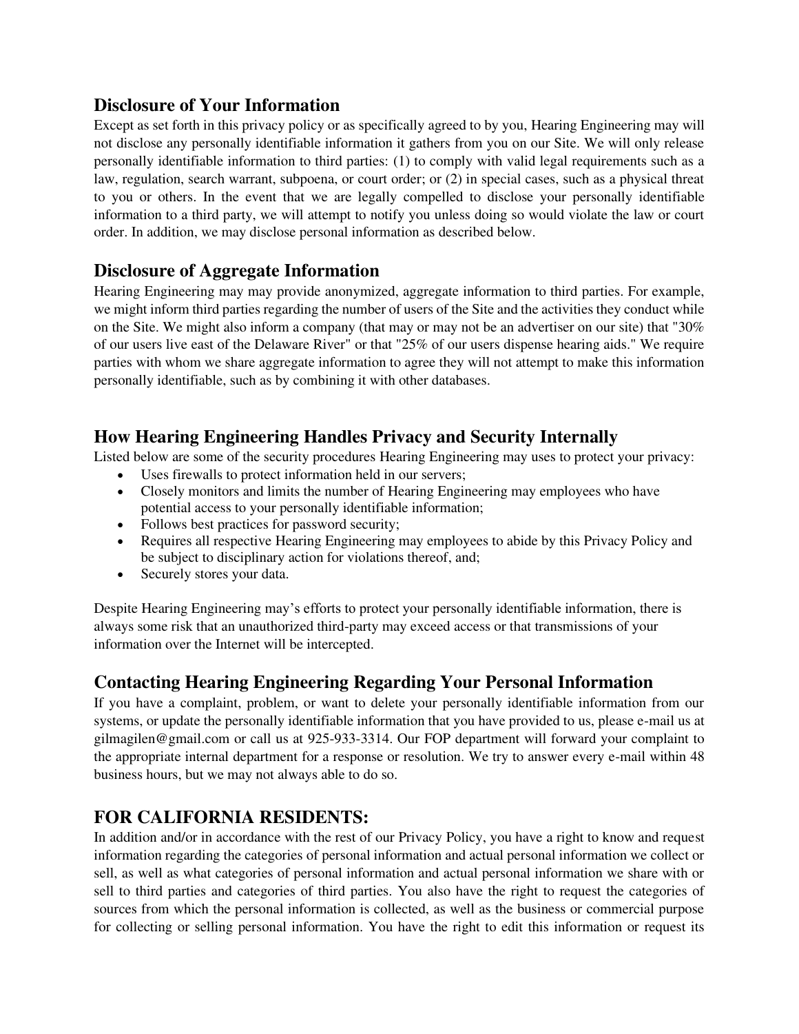## Disclosure of Your Information

Except as set forth in this privacy policy or as specifically agreed to by you, Hearing Engineering may will not disclose any personally identifiable information it gathers from you on our Site. We will only release personally identifiable information to third parties: (1) to comply with valid legal requirements such as a law, regulation, search warrant, subpoena, or court order; or (2) in special cases, such as a physical threat to you or others. In the event that we are legally compelled to disclose your personally identifiable information to a third party, we will attempt to notify you unless doing so would violate the law or court order. In addition, we may disclose personal information as described below.

## Disclosure of Aggregate Information

Hearing Engineering may may provide anonymized, aggregate information to third parties. For example, we might inform third parties regarding the number of users of the Site and the activities they conduct while on the Site. We might also inform a company (that may or may not be an advertiser on our site) that "30% of our users live east of the Delaware River" or that "25% of our users dispense hearing aids." We require parties with whom we share aggregate information to agree they will not attempt to make this information personally identifiable, such as by combining it with other databases.

## How Hearing Engineering Handles Privacy and Security Internally

Listed below are some of the security procedures Hearing Engineering may uses to protect your privacy:

- Uses firewalls to protect information held in our servers;
- Closely monitors and limits the number of Hearing Engineering may employees who have potential access to your personally identifiable information;
- Follows best practices for password security;
- Requires all respective Hearing Engineering may employees to abide by this Privacy Policy and be subject to disciplinary action for violations thereof, and;
- Securely stores your data.

Despite Hearing Engineering may's efforts to protect your personally identifiable information, there is always some risk that an unauthorized third-party may exceed access or that transmissions of your information over the Internet will be intercepted.

## Contacting Hearing Engineering Regarding Your Personal Information

If you have a complaint, problem, or want to delete your personally identifiable information from our systems, or update the personally identifiable information that you have provided to us, please e-mail us at gilmagilen@gmail.com or call us at 925-933-3314. Our FOP department will forward your complaint to the appropriate internal department for a response or resolution. We try to answer every e-mail within 48 business hours, but we may not always able to do so.

## FOR CALIFORNIA RESIDENTS:

In addition and/or in accordance with the rest of our Privacy Policy, you have a right to know and request information regarding the categories of personal information and actual personal information we collect or sell, as well as what categories of personal information and actual personal information we share with or sell to third parties and categories of third parties. You also have the right to request the categories of sources from which the personal information is collected, as well as the business or commercial purpose for collecting or selling personal information. You have the right to edit this information or request its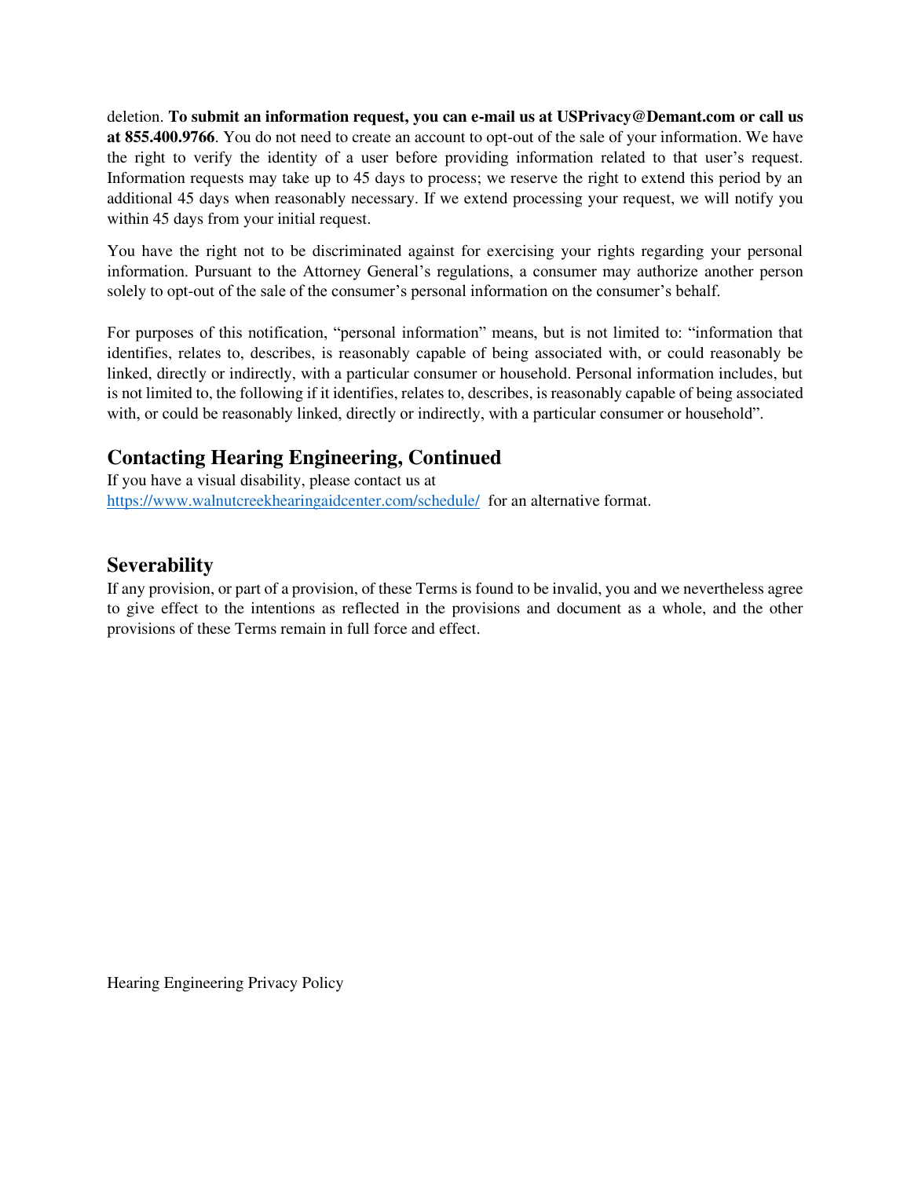deletion. **To submit an information request, you can e-mail us at USPrivacy@Demant.com or call us at 855.400.9766**. You do not need to create an account to opt-out of the sale of your information. We have the right to verify the identity of a user before providing information related to that user's request. Information requests may take up to 45 days to process; we reserve the right to extend this period by an additional 45 days when reasonably necessary. If we extend processing your request, we will notify you within 45 days from your initial request.

You have the right not to be discriminated against for exercising your rights regarding your personal information. Pursuant to the Attorney General's regulations, a consumer may authorize another person solely to opt-out of the sale of the consumer's personal information on the consumer's behalf.

For purposes of this notification, "personal information" means, but is not limited to: "information that identifies, relates to, describes, is reasonably capable of being associated with, or could reasonably be linked, directly or indirectly, with a particular consumer or household. Personal information includes, but is not limited to, the following if it identifies, relates to, describes, is reasonably capable of being associated with, or could be reasonably linked, directly or indirectly, with a particular consumer or household".

## Contacting Hearing Engineering, Continued

If you have a visual disability, please contact us at [https://www.walnutcreekhearingaidcenter.com/schedule/](https://www.walnutcreekhearingaidcenter.com/schedule/) for an alternative format.

## Severability

If any provision, or part of a provision, of these Terms is found to be invalid, you and we nevertheless agree to give effect to the intentions as reflected in the provisions and document as a whole, and the other provisions of these Terms remain in full force and effect.